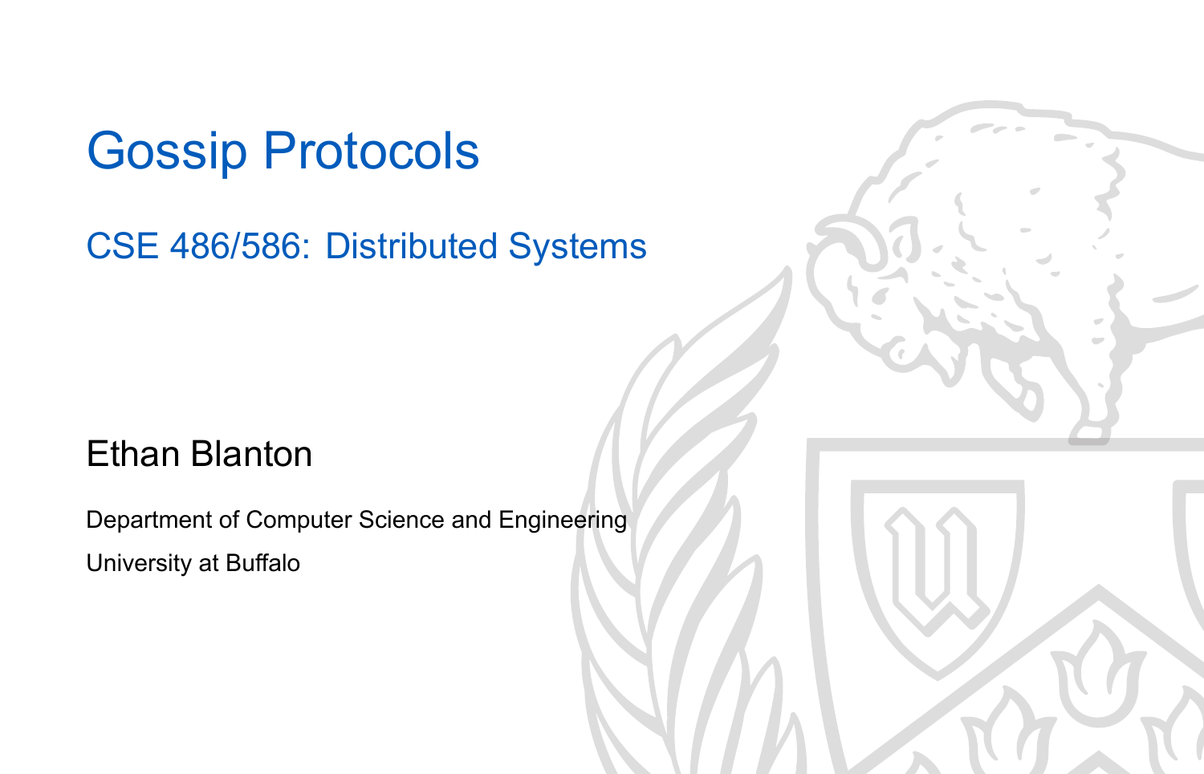# Gossip Protocols

## CSE 486/586: Distributed Systems

Ethan Blanton

Department of Computer Science and Engineering

University at Buffalo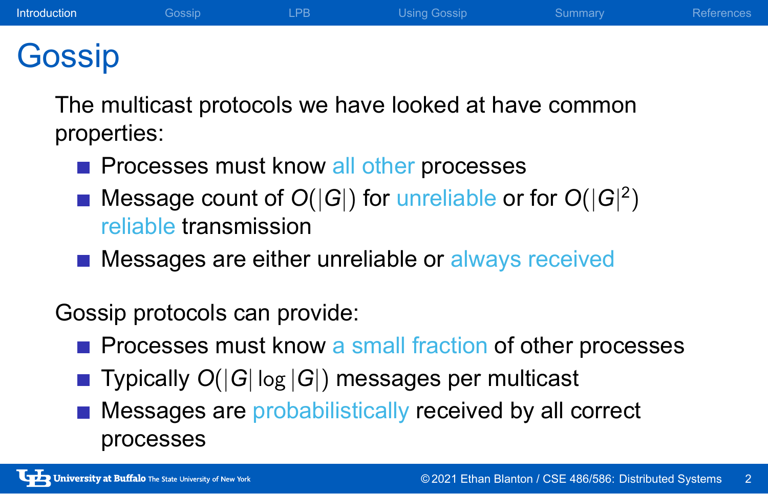# Gossip

The multicast protocols we have looked at have common properties:

- Processes must know all other processes
- Message count of $O(|G|)$ for unreliable or for $O(|G|^2)$ reliable transmission
- Messages are either unreliable or always received

Gossip protocols can provide:

- Processes must know a small fraction of other processes
- Typically $O(|G| \log |G|)$ messages per multicast
- Messages are probabilistically received by all correct processes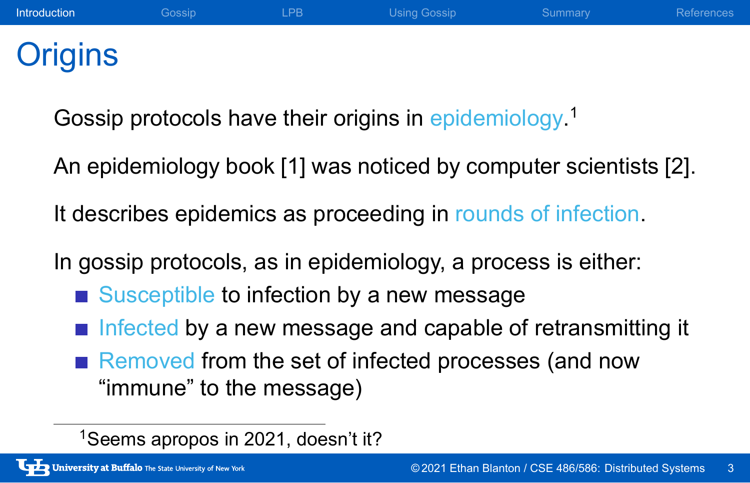# Origins

Gossip protocols have their origins in epidemiology.[1]

An epidemiology book [1] was noticed by computer scientists [2].

It describes epidemics as proceeding in rounds of infection.

In gossip protocols, as in epidemiology, a process is either:

- Susceptible to infection by a new message
- Infected by a new message and capable of retransmitting it
- Removed from the set of infected processes (and now "immune" to the message)

[1] Seems apropos in 2021, doesn't it?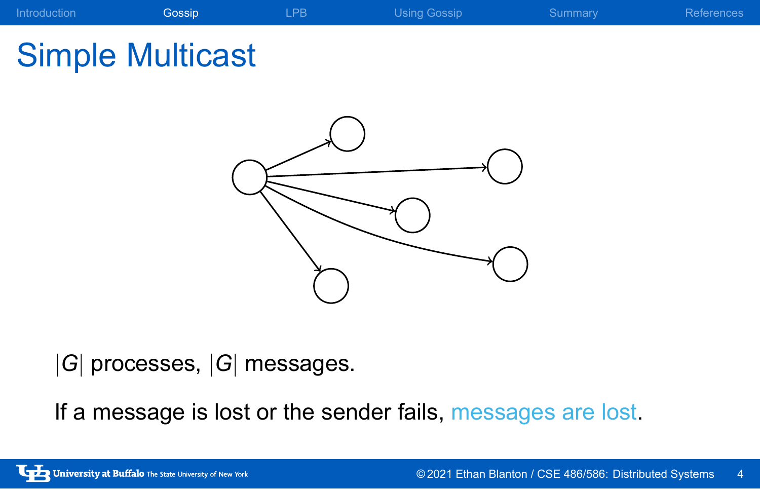# Simple Multicast

$|G|$ processes, $|G|$ messages.

If a message is lost or the sender fails, messages are lost.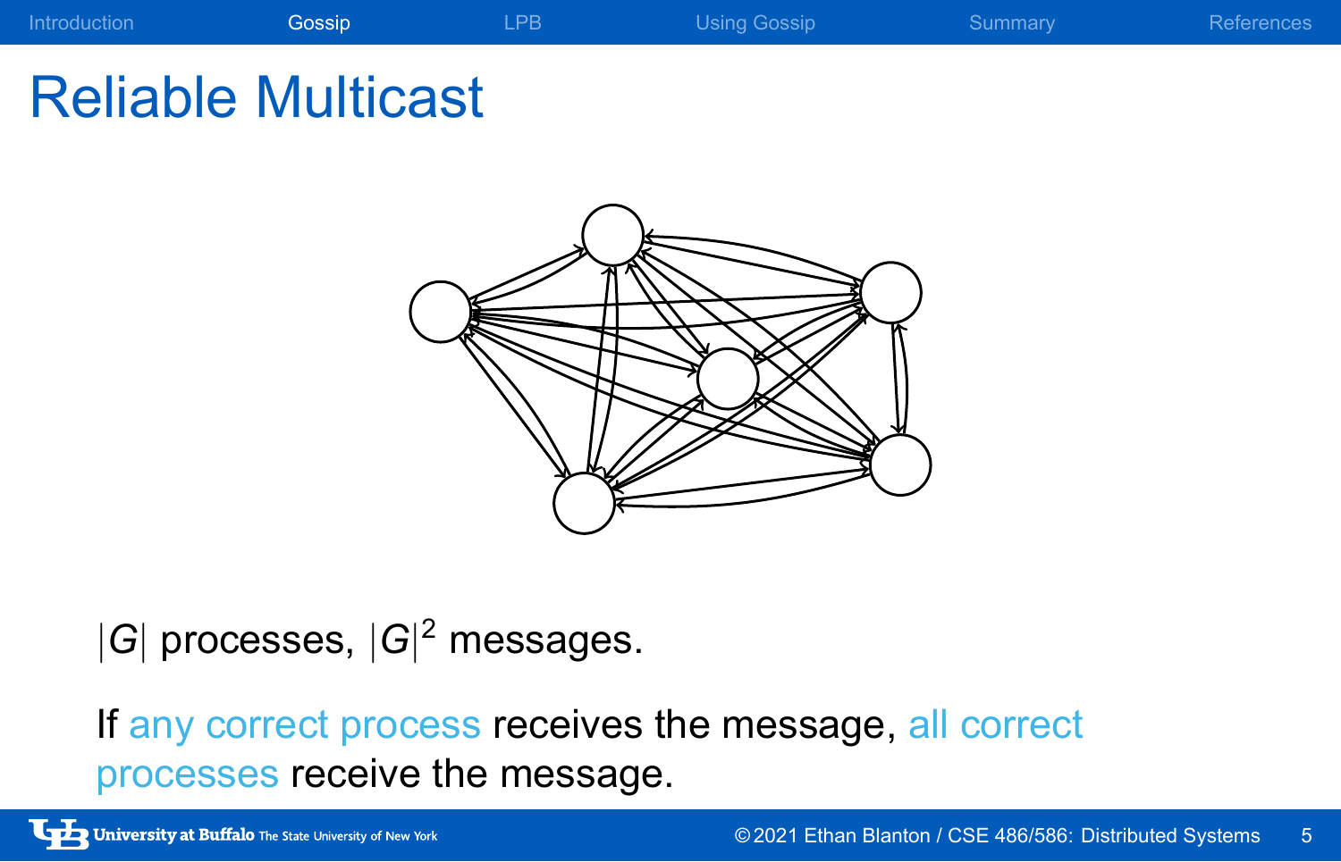# Reliable Multicast

$|G|$ processes, $|G|^2$ messages.

If any correct process receives the message, all correct processes receive the message.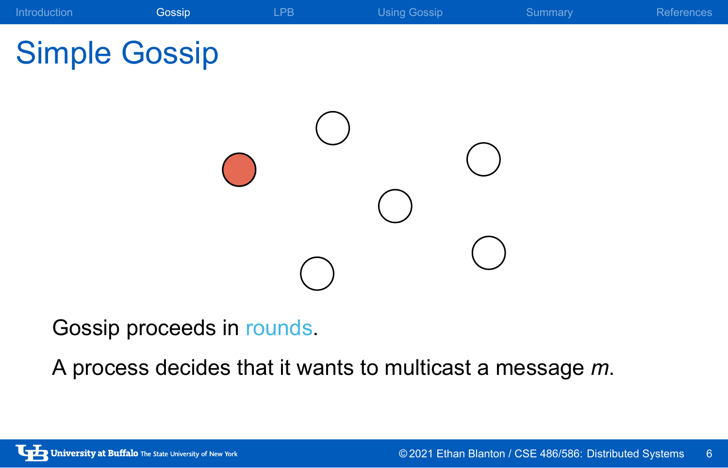# Simple Gossip

Gossip proceeds in rounds.

A process decides that it wants to multicast a message *m*.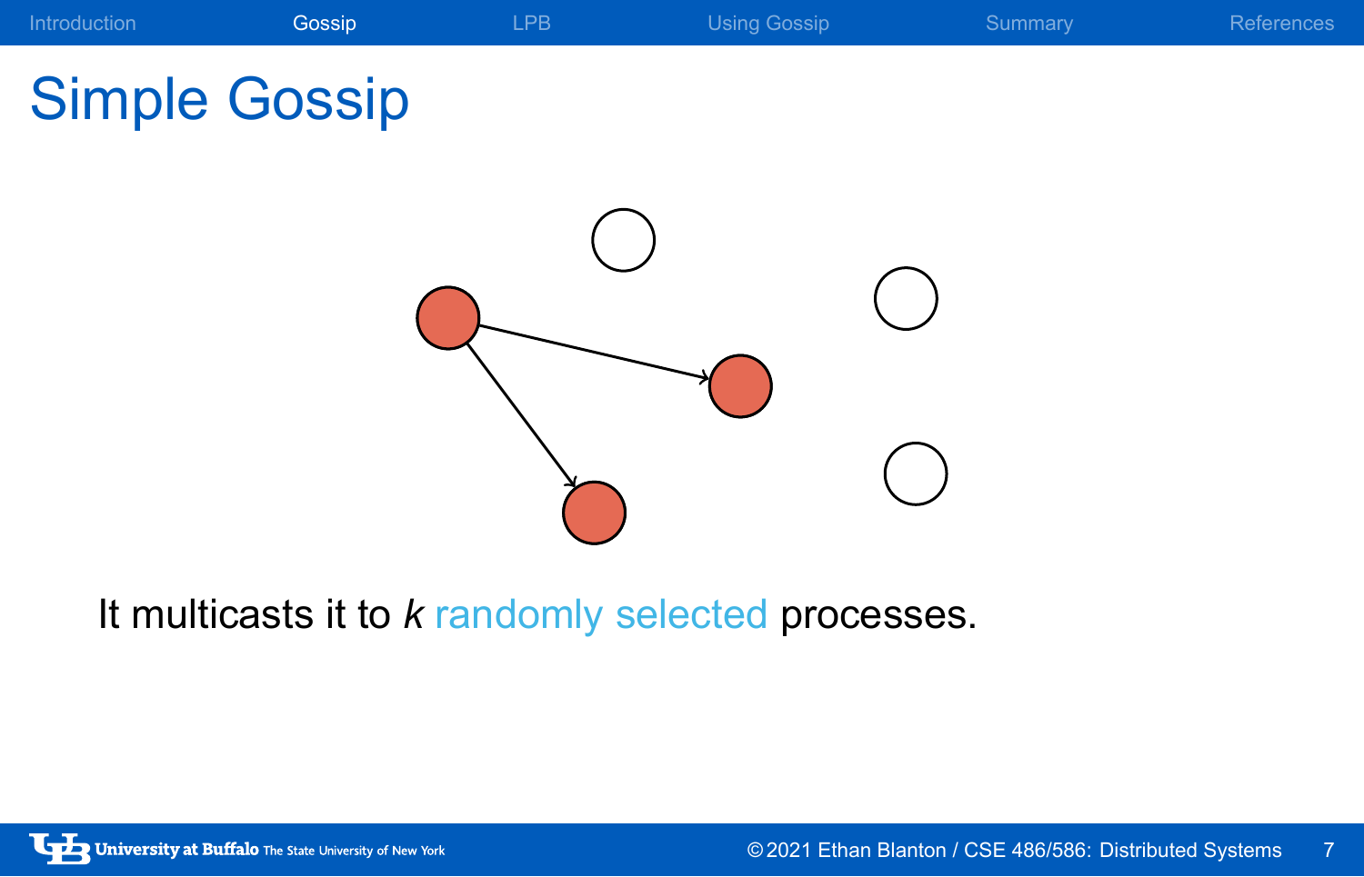# Simple Gossip

It multicasts it to *k* randomly selected processes.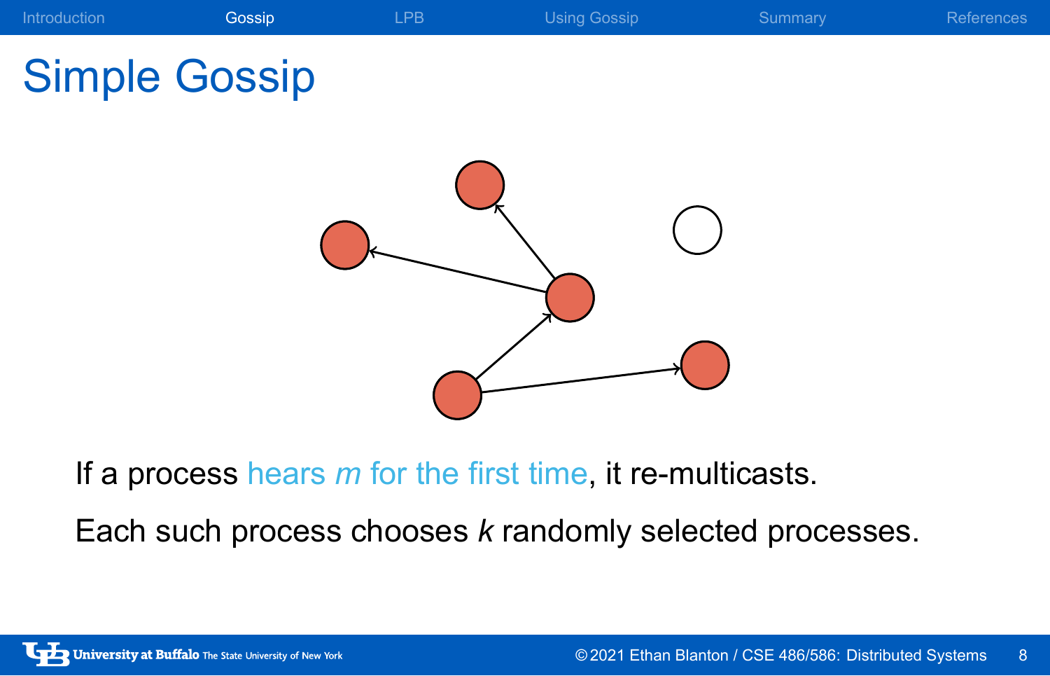# Simple Gossip

If a process hears *m* for the first time, it re-multicasts.

Each such process chooses *k* randomly selected processes.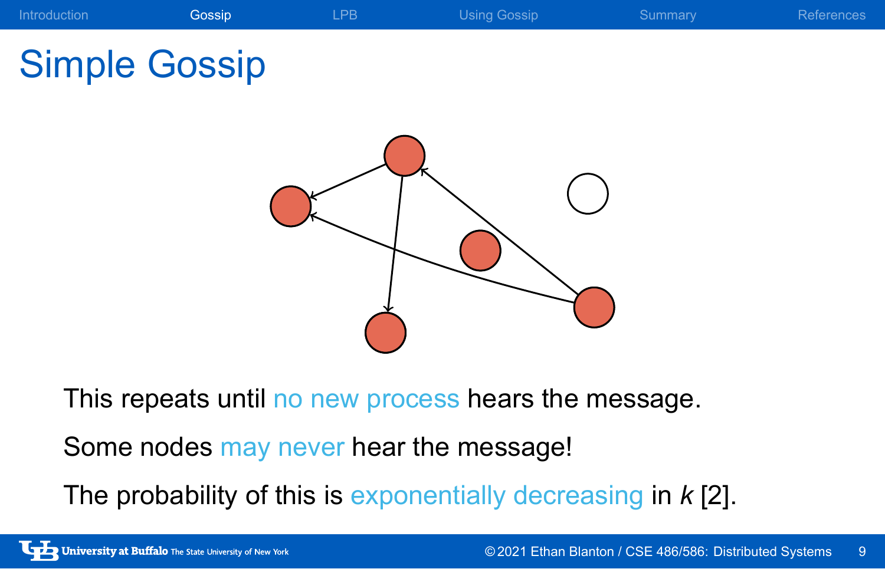# Simple Gossip

This repeats until no new process hears the message.

Some nodes may never hear the message!

The probability of this is exponentially decreasing in $k$ [2].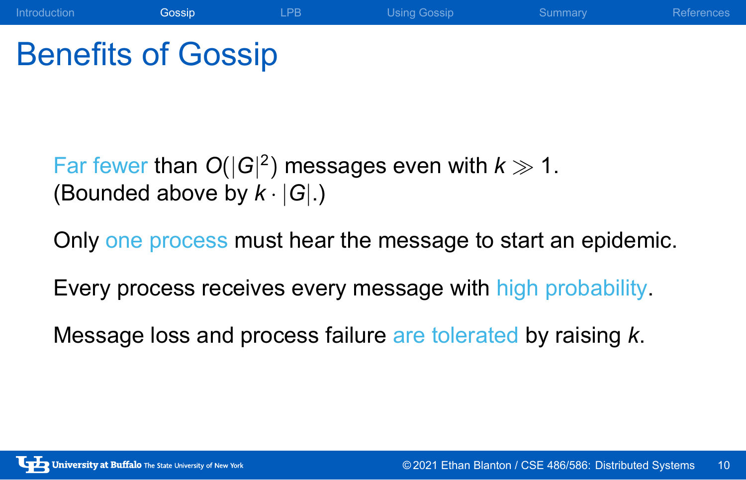# Benefits of Gossip

Far fewer than $O(|G|^2)$ messages even with $k \gg 1$.
(Bounded above by $k \cdot |G|$.)

Only one process must hear the message to start an epidemic.

Every process receives every message with high probability.

Message loss and process failure are tolerated by raising $k$.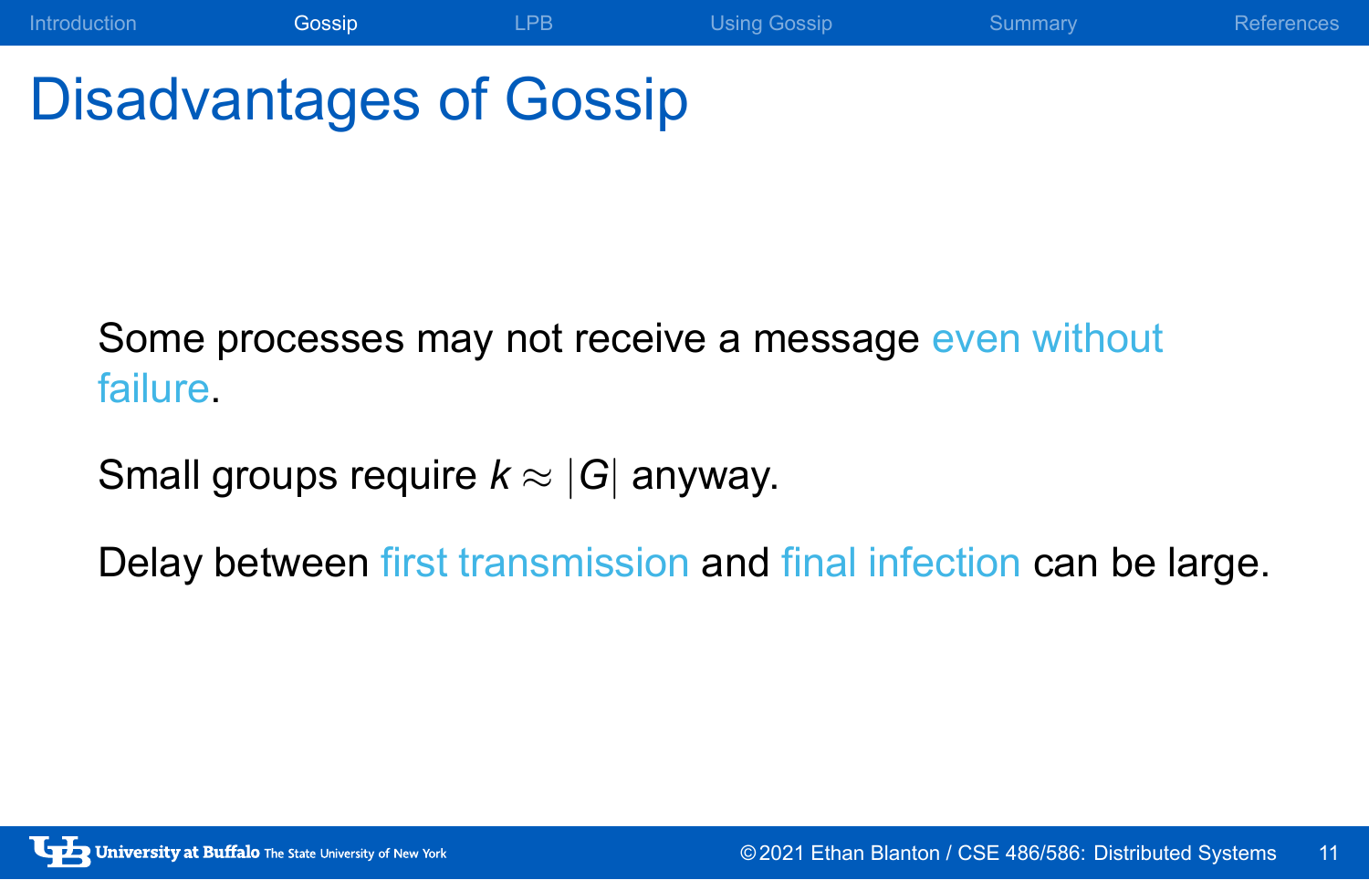# Disadvantages of Gossip

Some processes may not receive a message even without failure.

Small groups require $k \approx |G|$ anyway.

Delay between first transmission and final infection can be large.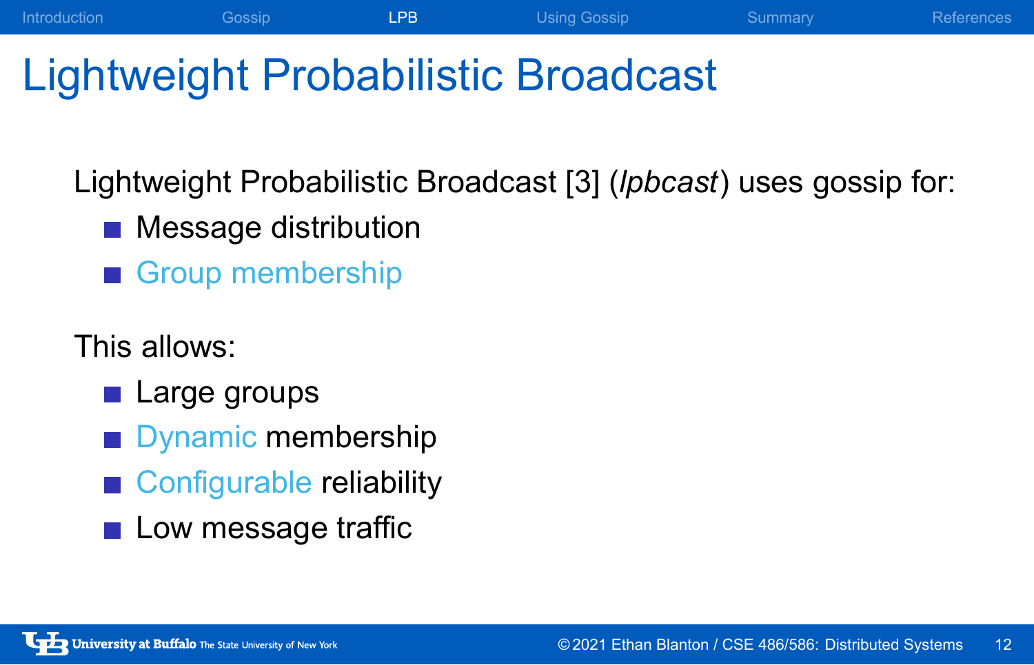# Lightweight Probabilistic Broadcast

Lightweight Probabilistic Broadcast [3] (*lpbcast*) uses gossip for:

- Message distribution
- Group membership

This allows:

- Large groups
- Dynamic membership
- Configurable reliability
- Low message traffic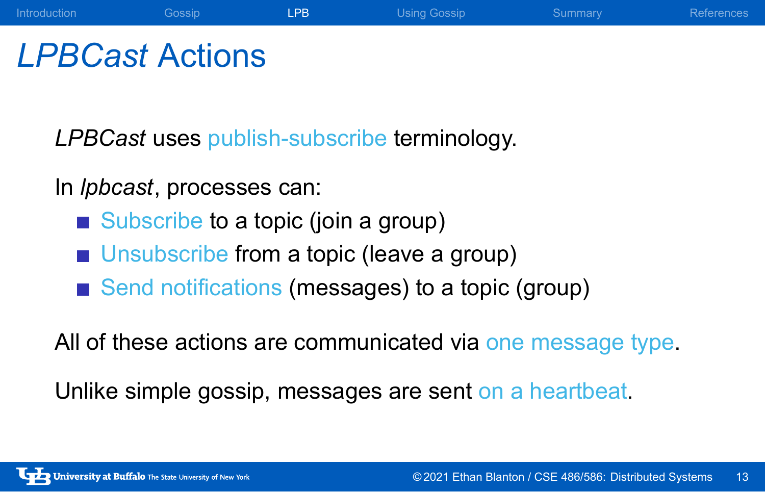# *LPBCast* Actions

*LPBCast* uses publish-subscribe terminology.

In *lpbcast*, processes can:

- Subscribe to a topic (join a group)
- Unsubscribe from a topic (leave a group)
- Send notifications (messages) to a topic (group)

All of these actions are communicated via one message type.

Unlike simple gossip, messages are sent on a heartbeat.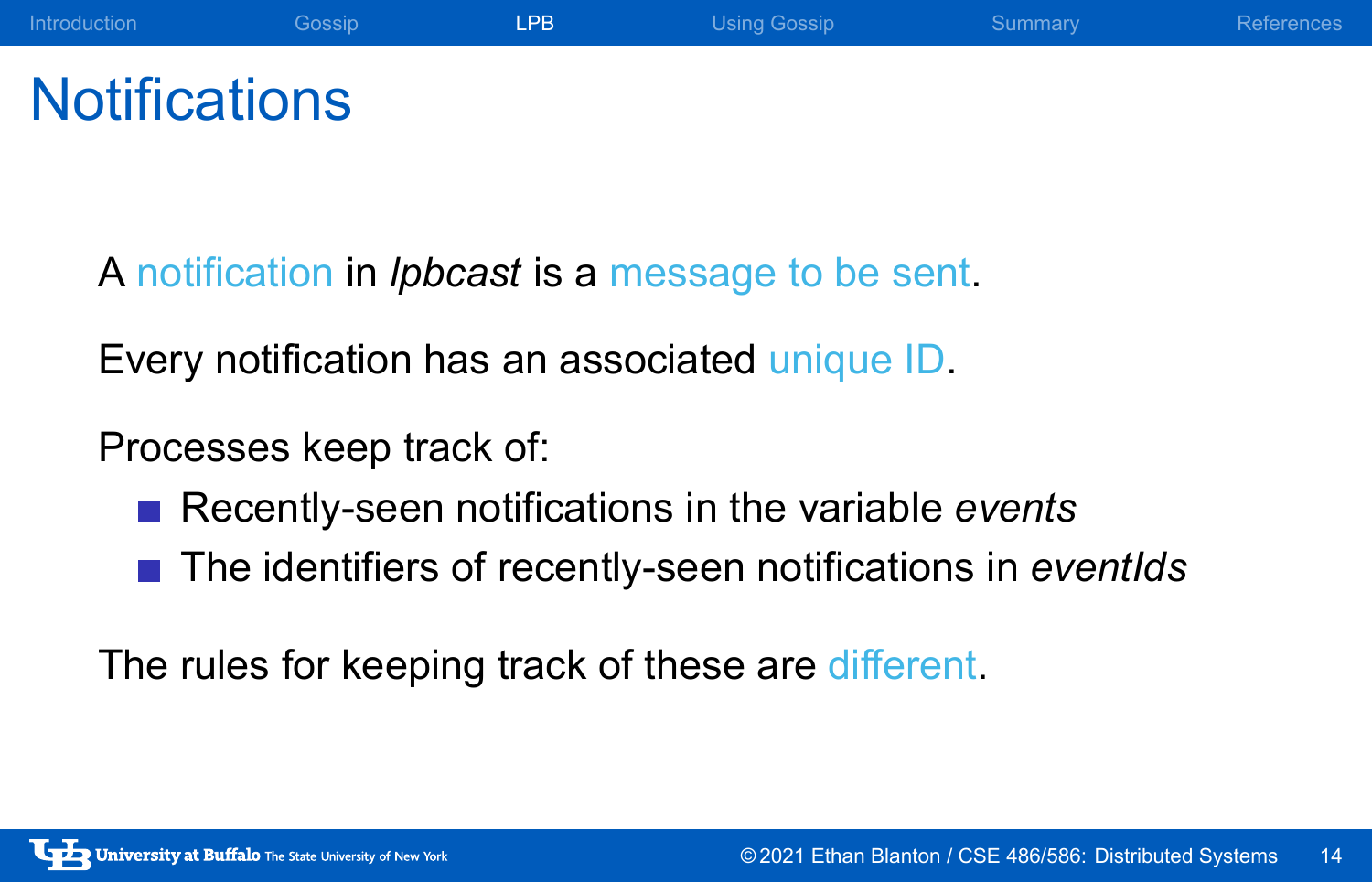# Notifications

A notification in *lpbcast* is a message to be sent.

Every notification has an associated unique ID.

Processes keep track of:

- Recently-seen notifications in the variable *events*
- The identifiers of recently-seen notifications in *eventIds*

The rules for keeping track of these are different.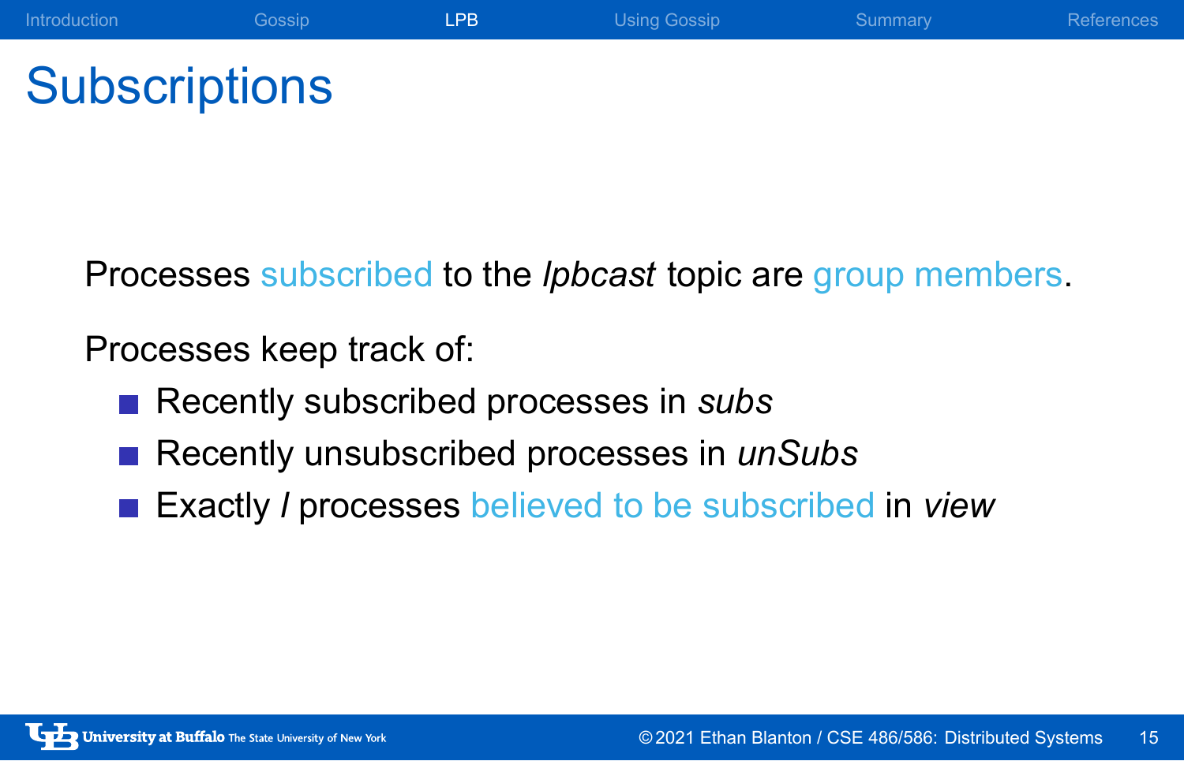# Subscriptions

Processes subscribed to the *lpbcast* topic are group members.

Processes keep track of:

- Recently subscribed processes in *subs*
- Recently unsubscribed processes in *unSubs*
- Exactly $l$ processes believed to be subscribed in *view*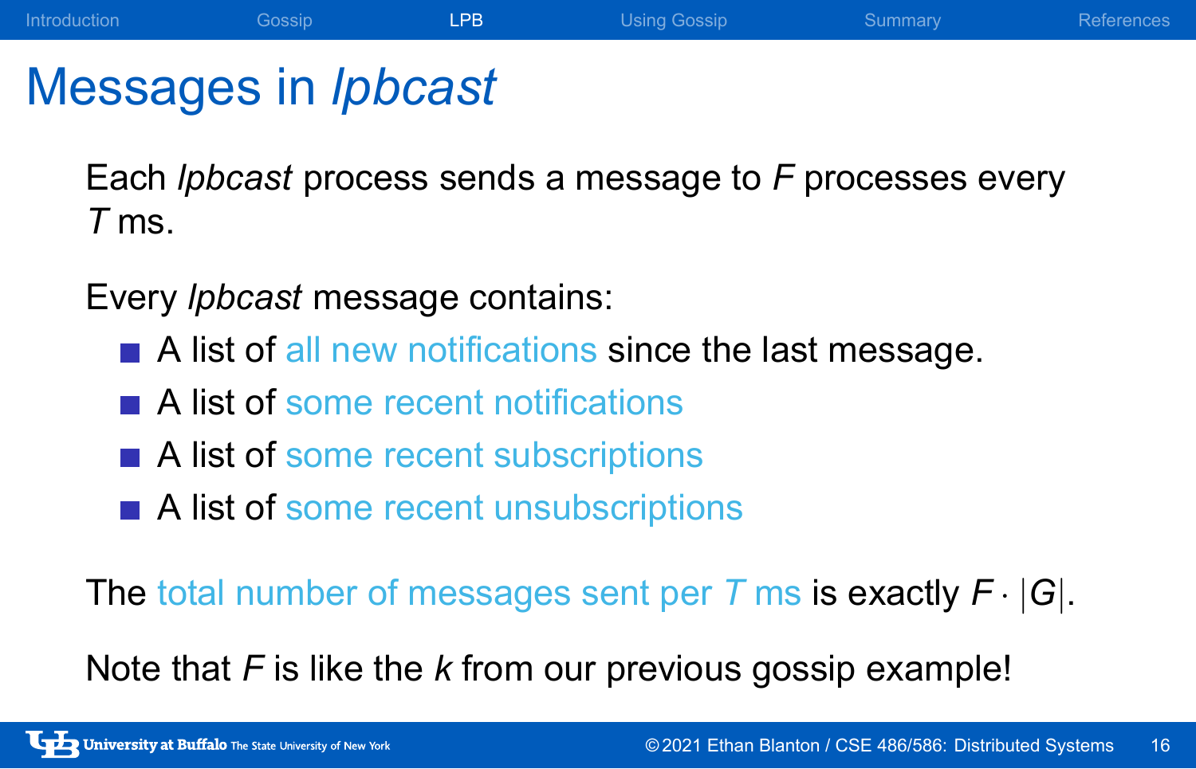# Messages in *lpbcast*

Each *lpbcast* process sends a message to $F$ processes every $T$ ms.

Every *lpbcast* message contains:

- A list of all new notifications since the last message.
- A list of some recent notifications
- A list of some recent subscriptions
- A list of some recent unsubscriptions

The total number of messages sent per $T$ ms is exactly $F \cdot |G|$.

Note that $F$ is like the $k$ from our previous gossip example!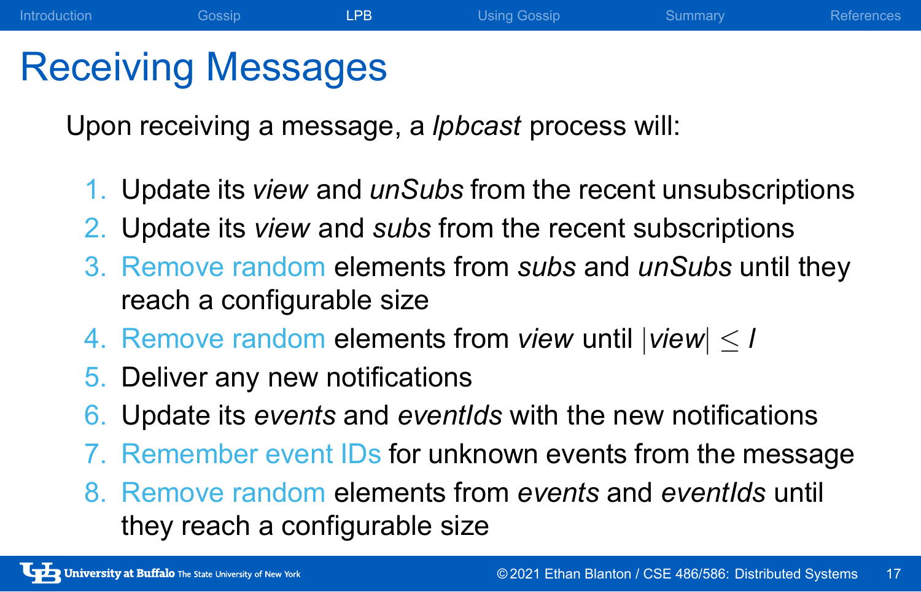# Receiving Messages

Upon receiving a message, a *lpbcast* process will:

1. Update its *view* and *unSubs* from the recent unsubscriptions
2. Update its *view* and *subs* from the recent subscriptions
3. Remove random elements from *subs* and *unSubs* until they reach a configurable size
4. Remove random elements from *view* until $|view| \leq l$
5. Deliver any new notifications
6. Update its *events* and *eventIds* with the new notifications
7. Remember event IDs for unknown events from the message
8. Remove random elements from *events* and *eventIds* until they reach a configurable size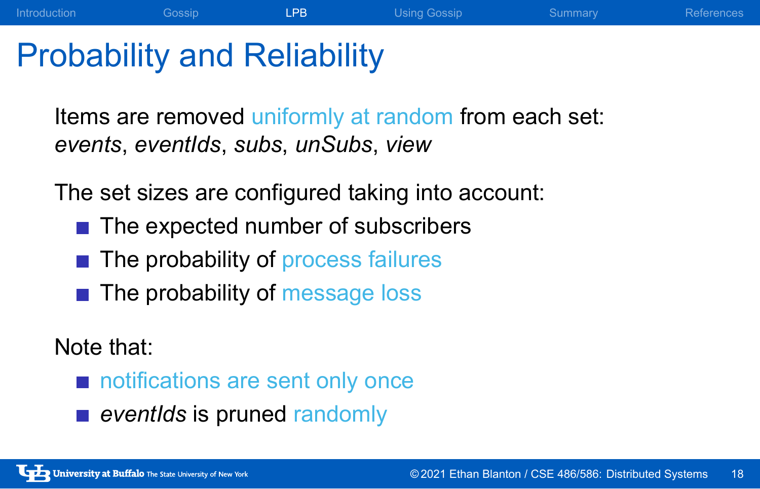# Probability and Reliability

Items are removed uniformly at random from each set: *events*, *eventIds*, *subs*, *unSubs*, *view*

The set sizes are configured taking into account:

- The expected number of subscribers
- The probability of process failures
- The probability of message loss

Note that:

- notifications are sent only once
- *eventIds* is pruned randomly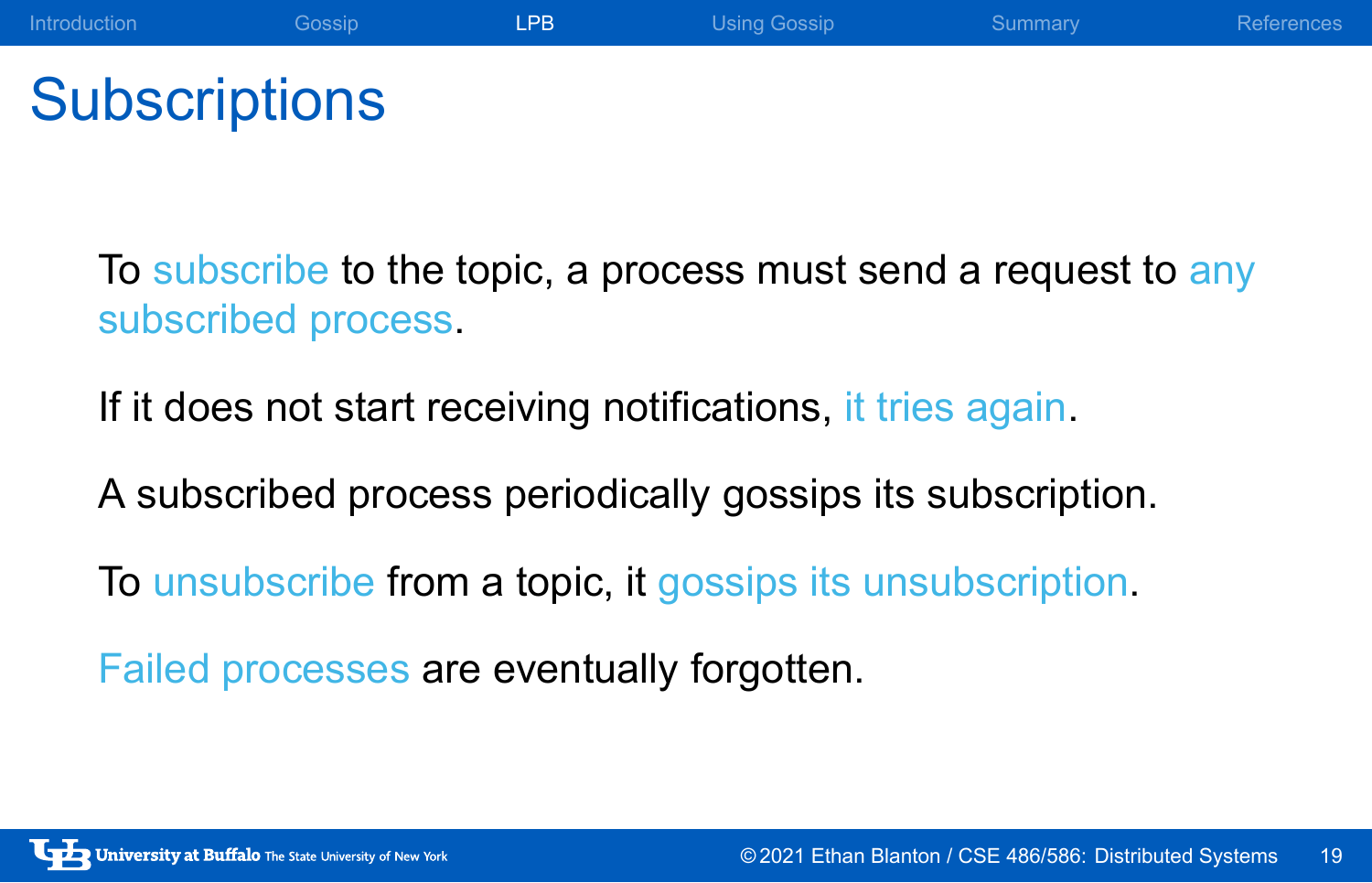# Subscriptions

To subscribe to the topic, a process must send a request to any subscribed process.

If it does not start receiving notifications, it tries again.

A subscribed process periodically gossips its subscription.

To unsubscribe from a topic, it gossips its unsubscription.

Failed processes are eventually forgotten.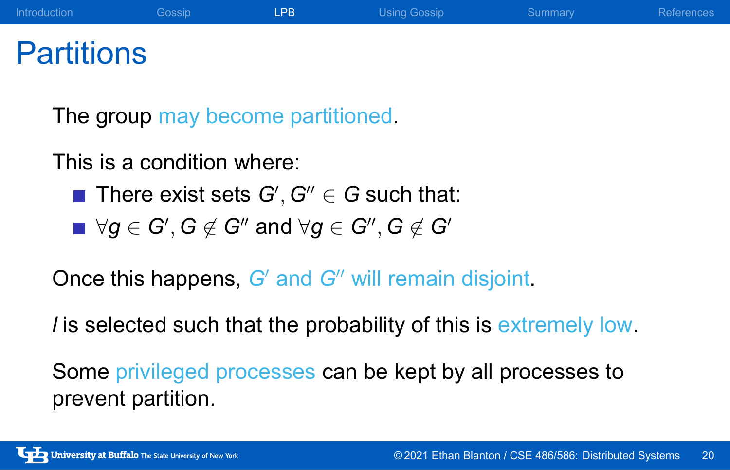# Partitions

The group may become partitioned.

This is a condition where:

- There exist sets $G', G'' \in G$ such that:
- $\forall g \in G', G \notin G''$ and $\forall g \in G'', G \notin G'$

Once this happens, $G'$ and $G''$ will remain disjoint.

$l$ is selected such that the probability of this is extremely low.

Some privileged processes can be kept by all processes to prevent partition.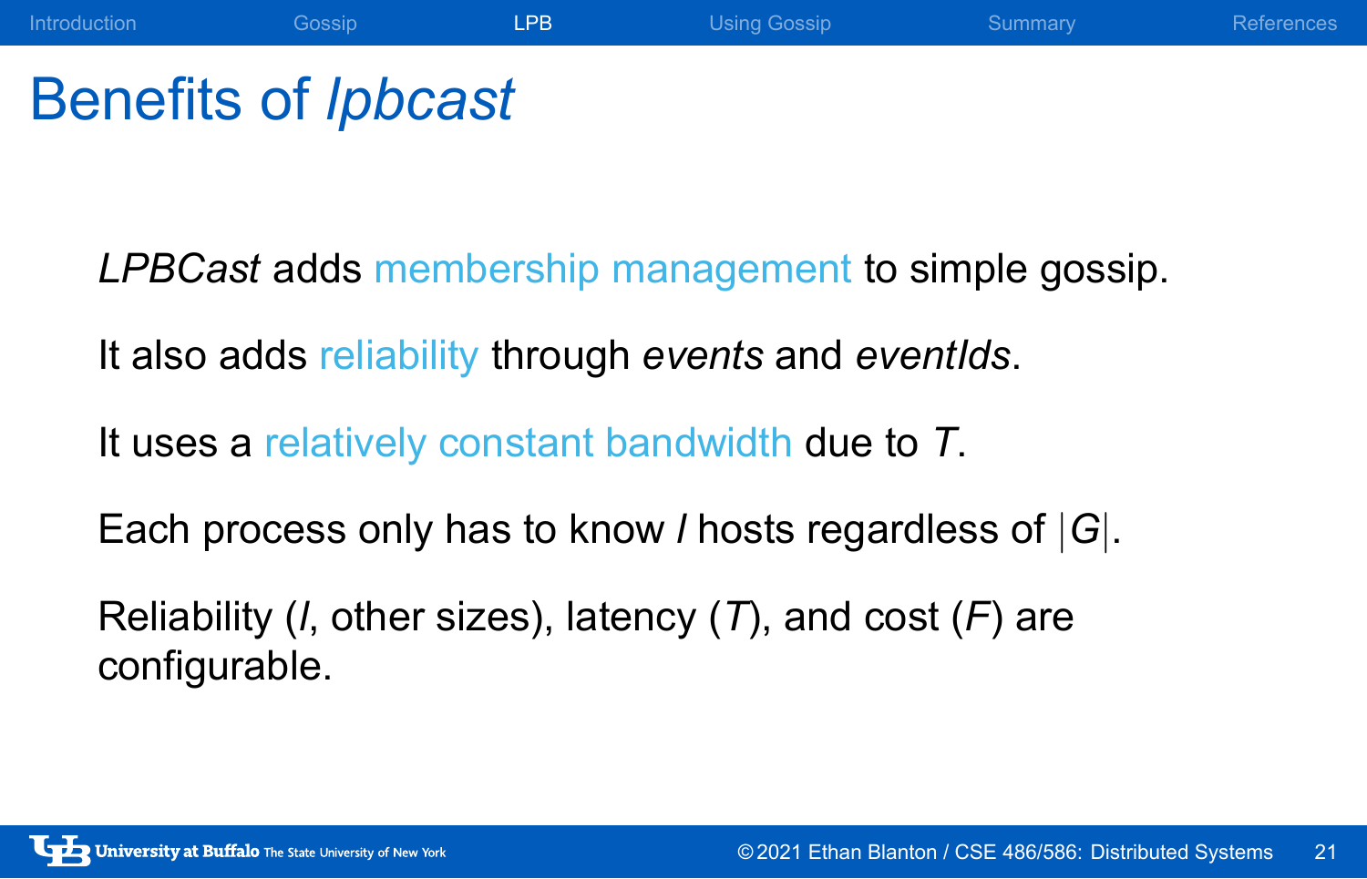# Benefits of *lpbcast*

*LPBCast* adds membership management to simple gossip.

It also adds reliability through *events* and *eventIds*.

It uses a relatively constant bandwidth due to $T$.

Each process only has to know $l$ hosts regardless of $|G|$.

Reliability ($l$, other sizes), latency ($T$), and cost ($F$) are configurable.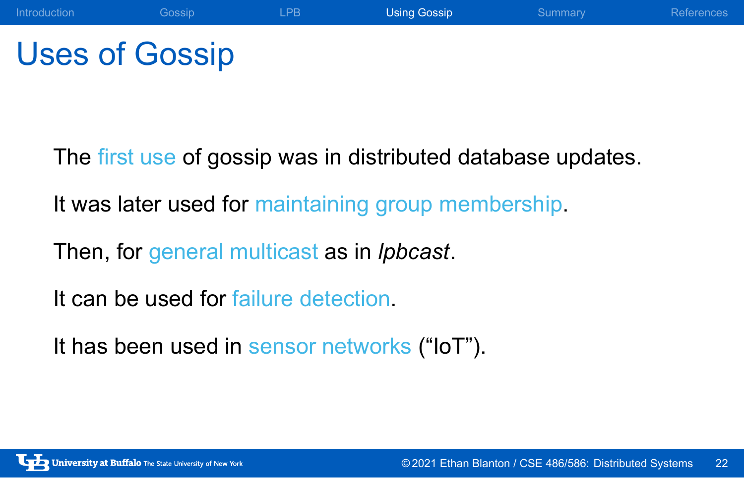# Uses of Gossip

The first use of gossip was in distributed database updates.

It was later used for maintaining group membership.

Then, for general multicast as in *lpbcast*.

It can be used for failure detection.

It has been used in sensor networks (“IoT”).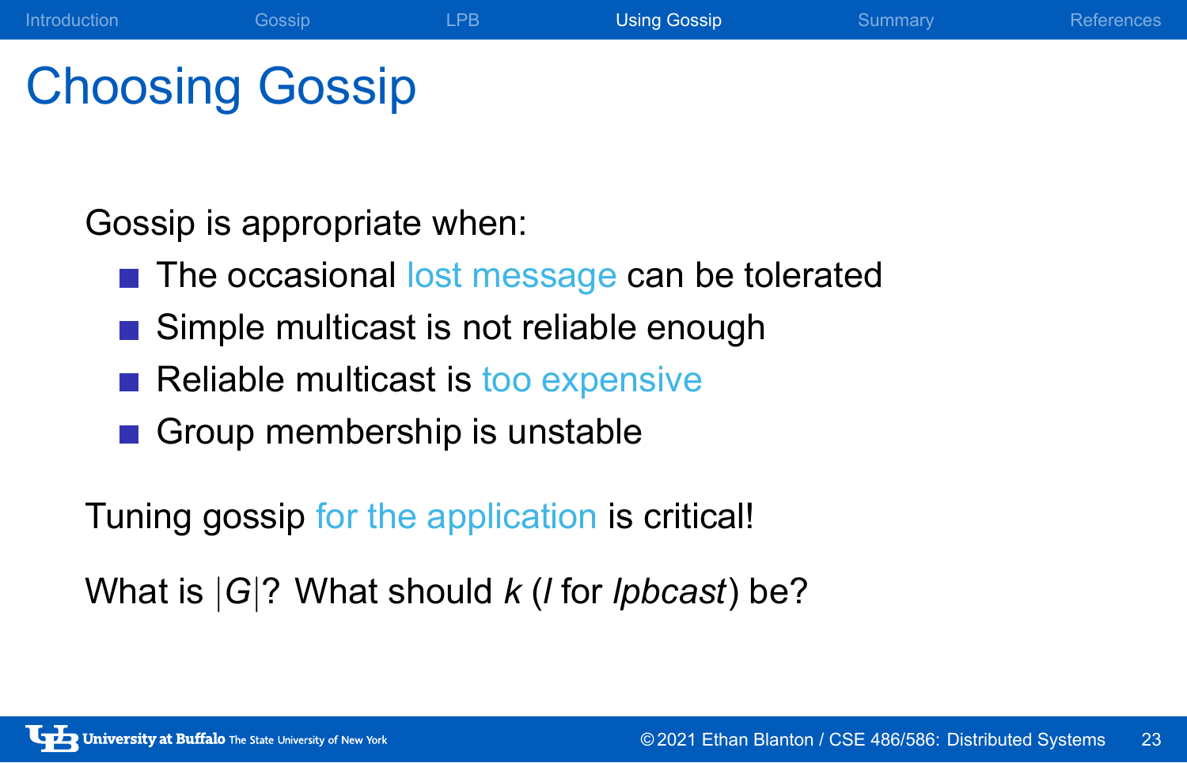# Choosing Gossip

Gossip is appropriate when:

- The occasional lost message can be tolerated
- Simple multicast is not reliable enough
- Reliable multicast is too expensive
- Group membership is unstable

Tuning gossip for the application is critical!

What is $|G|$? What should $k$ ($l$ for *lpbcast*) be?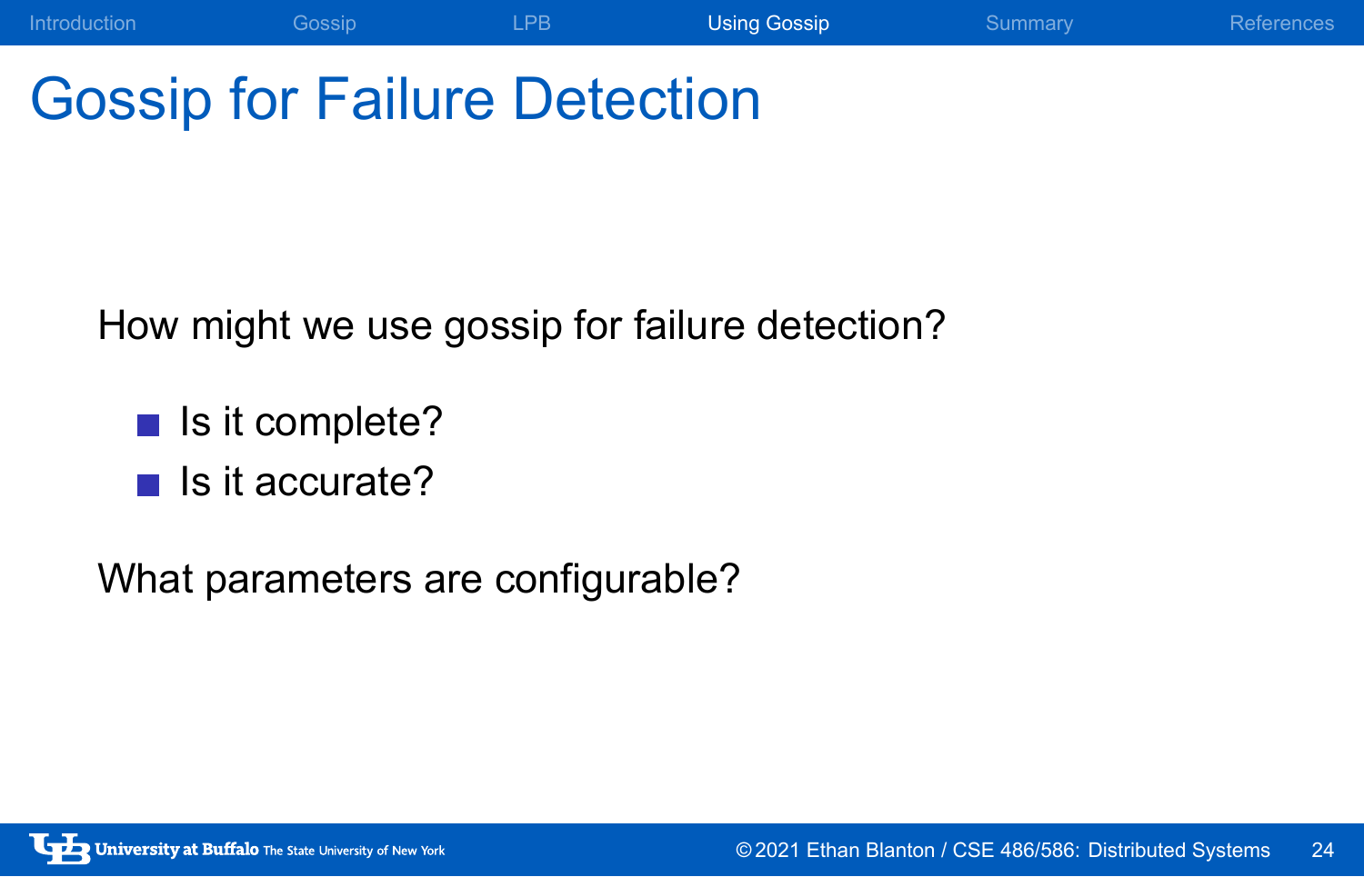# Gossip for Failure Detection

How might we use gossip for failure detection?

- Is it complete?
- Is it accurate?

What parameters are configurable?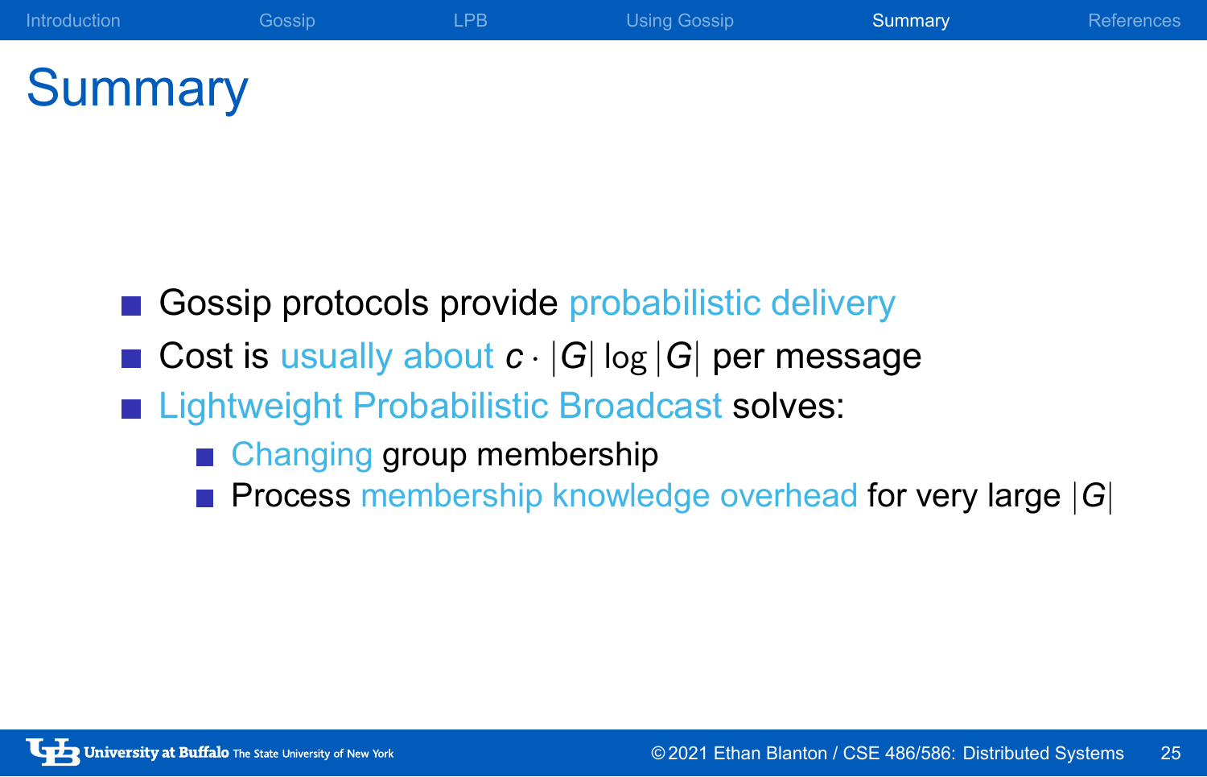# Summary

- Gossip protocols provide probabilistic delivery
- Cost is usually about $c \cdot |G| \log |G|$ per message
- Lightweight Probabilistic Broadcast solves:
  - Changing group membership
  - Process membership knowledge overhead for very large $|G|$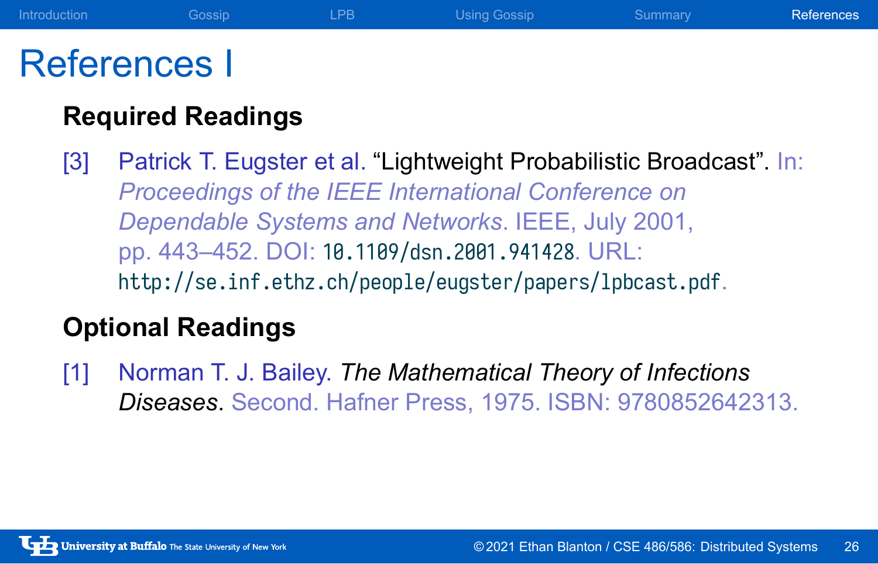# References I

## Required Readings

[3] Patrick T. Eugster et al. "Lightweight Probabilistic Broadcast". In: *Proceedings of the IEEE International Conference on Dependable Systems and Networks*. IEEE, July 2001, pp. 443–452. DOI: 10.1109/dsn.2001.941428. URL: http://se.inf.ethz.ch/people/eugster/papers/lpbcast.pdf.

## Optional Readings

[1] Norman T. J. Bailey. *The Mathematical Theory of Infections Diseases*. Second. Hafner Press, 1975. ISBN: 9780852642313.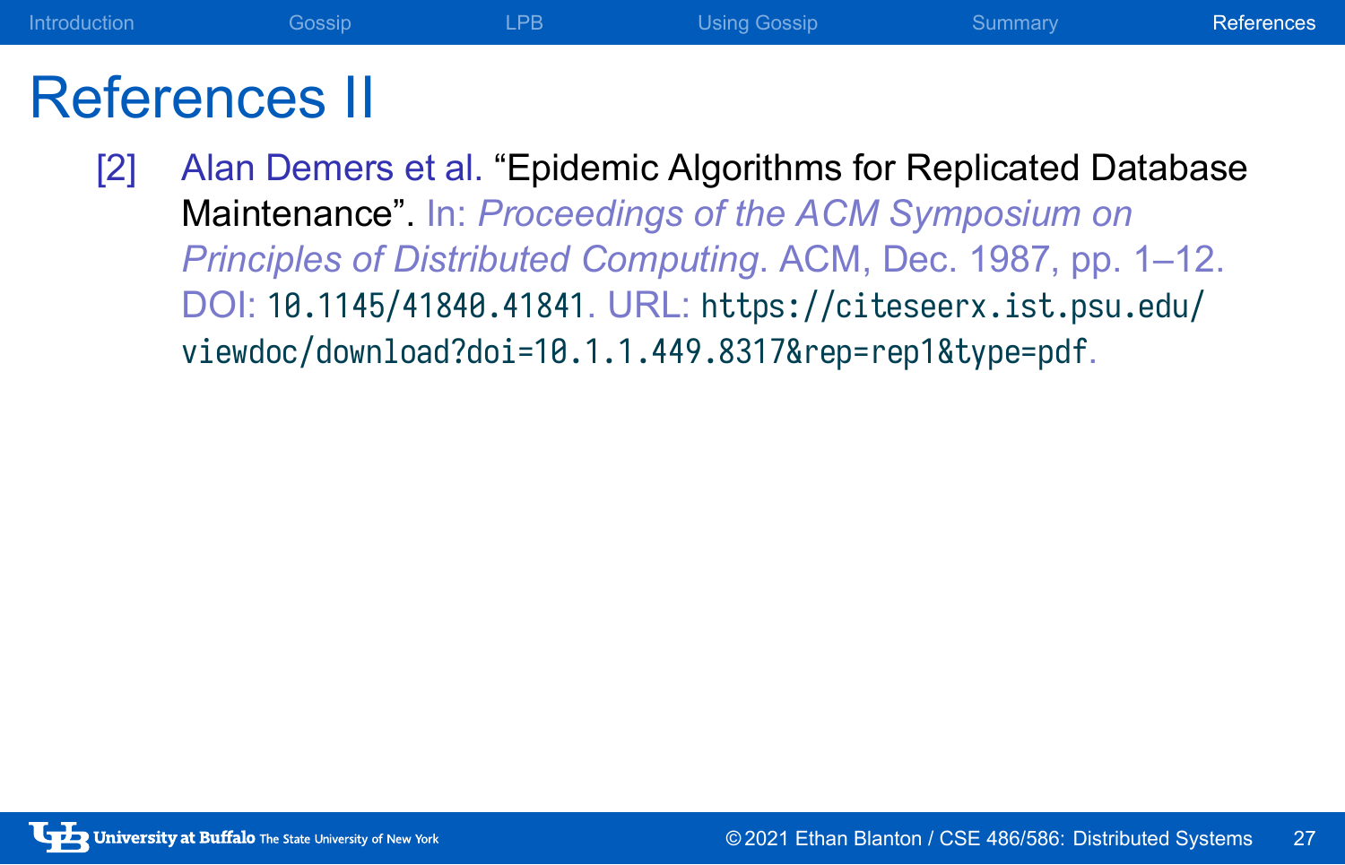# References II

[2] Alan Demers et al. "Epidemic Algorithms for Replicated Database Maintenance". In: *Proceedings of the ACM Symposium on Principles of Distributed Computing*. ACM, Dec. 1987, pp. 1–12. DOI: `10.1145/41840.41841`. URL: `https://citeseerx.ist.psu.edu/viewdoc/download?doi=10.1.1.449.8317&rep=rep1&type=pdf`.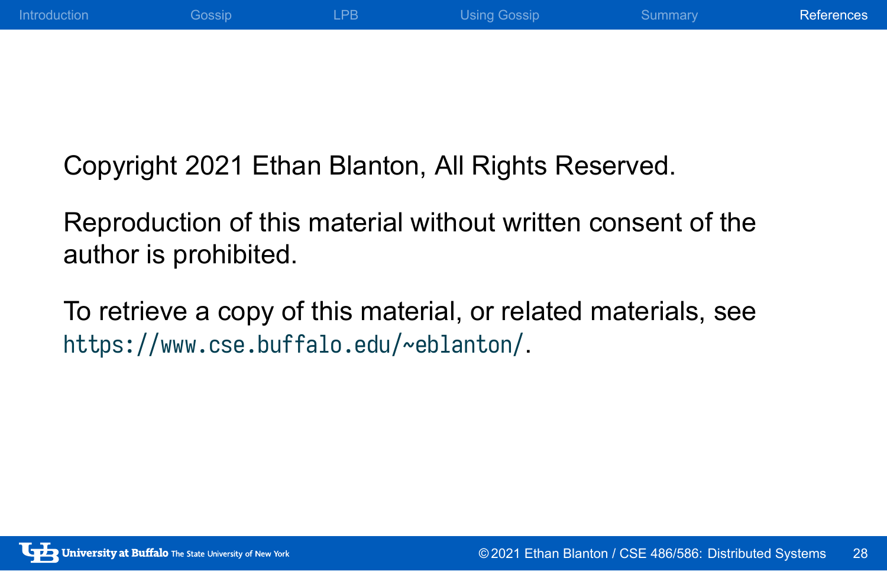Copyright 2021 Ethan Blanton, All Rights Reserved.

Reproduction of this material without written consent of the author is prohibited.

To retrieve a copy of this material, or related materials, see https://www.cse.buffalo.edu/~eblanton/.